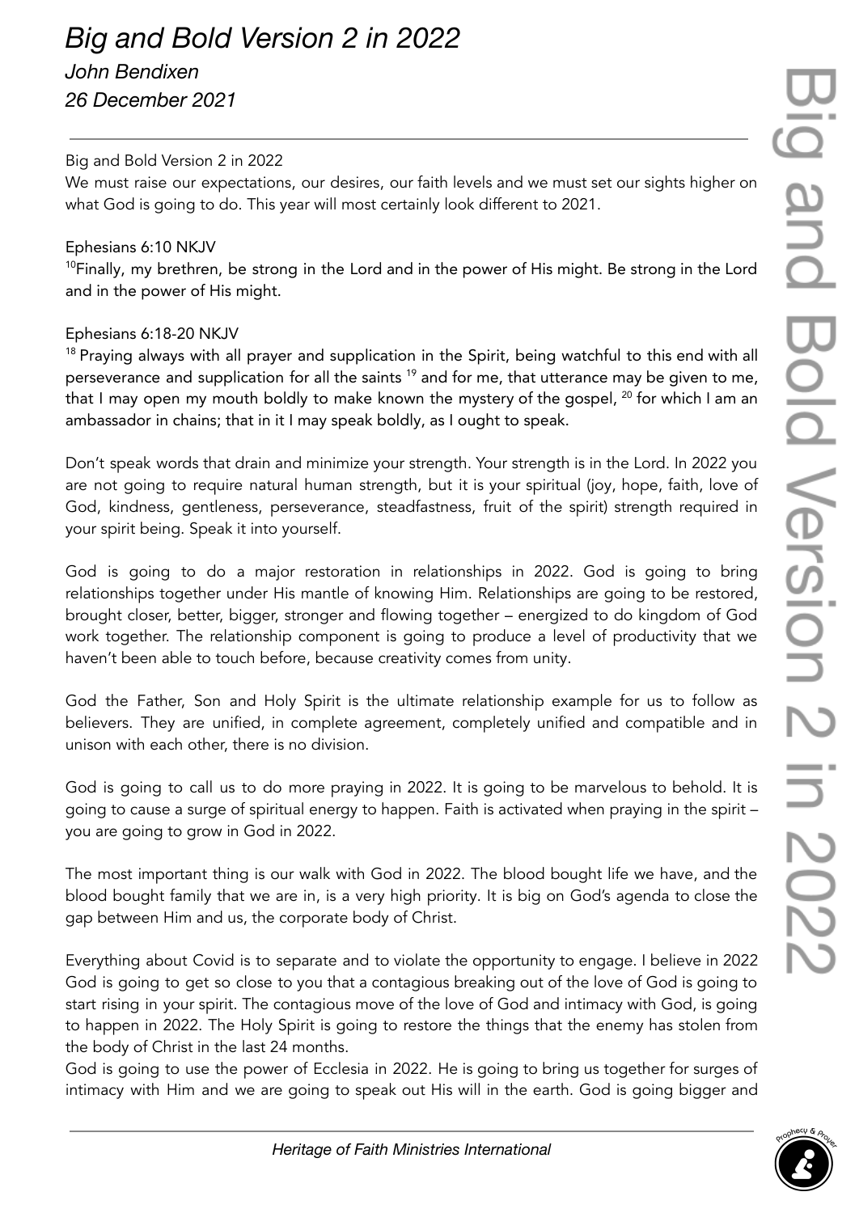# *Big and Bold Version 2 in 2022*

*John Bendixen*

*26 December 2021*

Big and Bold Version 2 in 2022

We must raise our expectations, our desires, our faith levels and we must set our sights higher on what God is going to do. This year will most certainly look different to 2021.

Ephesians 6:10 NKJV

[10]Finally, my brethren, be strong in the Lord and in the power of His might. Be strong in the Lord and in the power of His might.

Ephesians 6:18-20 NKJV

[18] Praying always with all prayer and supplication in the Spirit, being watchful to this end with all perseverance and supplication for all the saints [19] and for me, that utterance may be given to me, that I may open my mouth boldly to make known the mystery of the gospel, [20] for which I am an ambassador in chains; that in it I may speak boldly, as I ought to speak.

Don't speak words that drain and minimize your strength. Your strength is in the Lord. In 2022 you are not going to require natural human strength, but it is your spiritual (joy, hope, faith, love of God, kindness, gentleness, perseverance, steadfastness, fruit of the spirit) strength required in your spirit being. Speak it into yourself.

God is going to do a major restoration in relationships in 2022. God is going to bring relationships together under His mantle of knowing Him. Relationships are going to be restored, brought closer, better, bigger, stronger and flowing together – energized to do kingdom of God work together. The relationship component is going to produce a level of productivity that we haven't been able to touch before, because creativity comes from unity.

God the Father, Son and Holy Spirit is the ultimate relationship example for us to follow as believers. They are unified, in complete agreement, completely unified and compatible and in unison with each other, there is no division.

God is going to call us to do more praying in 2022. It is going to be marvelous to behold. It is going to cause a surge of spiritual energy to happen. Faith is activated when praying in the spirit – you are going to grow in God in 2022.

The most important thing is our walk with God in 2022. The blood bought life we have, and the blood bought family that we are in, is a very high priority. It is big on God's agenda to close the gap between Him and us, the corporate body of Christ.

Everything about Covid is to separate and to violate the opportunity to engage. I believe in 2022 God is going to get so close to you that a contagious breaking out of the love of God is going to start rising in your spirit. The contagious move of the love of God and intimacy with God, is going to happen in 2022. The Holy Spirit is going to restore the things that the enemy has stolen from the body of Christ in the last 24 months.

God is going to use the power of Ecclesia in 2022. He is going to bring us together for surges of intimacy with Him and we are going to speak out His will in the earth. God is going bigger and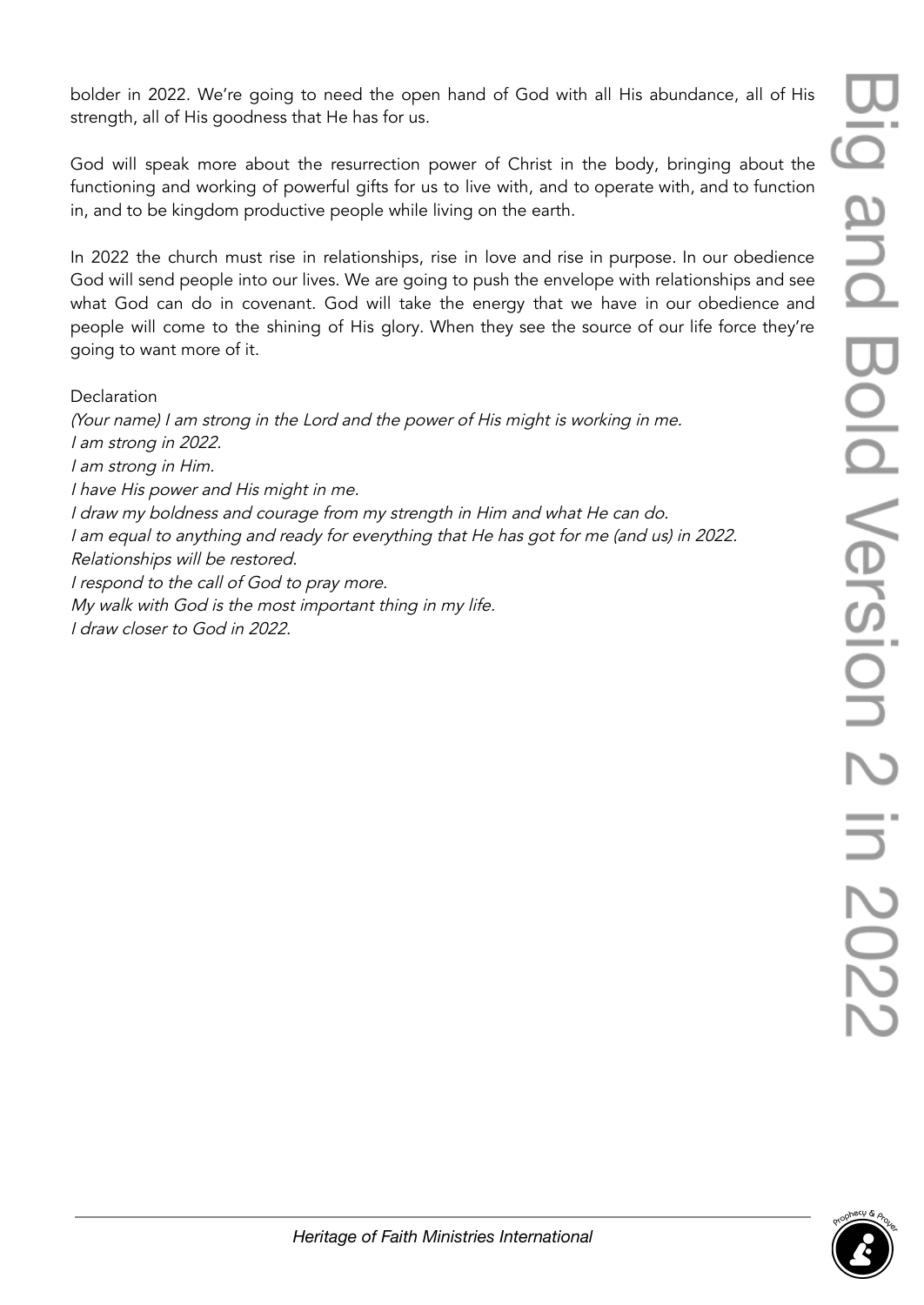bolder in 2022. We're going to need the open hand of God with all His abundance, all of His strength, all of His goodness that He has for us.

God will speak more about the resurrection power of Christ in the body, bringing about the functioning and working of powerful gifts for us to live with, and to operate with, and to function in, and to be kingdom productive people while living on the earth.

In 2022 the church must rise in relationships, rise in love and rise in purpose. In our obedience God will send people into our lives. We are going to push the envelope with relationships and see what God can do in covenant. God will take the energy that we have in our obedience and people will come to the shining of His glory. When they see the source of our life force they're going to want more of it.

Declaration

*(Your name) I am strong in the Lord and the power of His might is working in me.*
*I am strong in 2022.*
*I am strong in Him.*
*I have His power and His might in me.*
*I draw my boldness and courage from my strength in Him and what He can do.*
*I am equal to anything and ready for everything that He has got for me (and us) in 2022.*
*Relationships will be restored.*
*I respond to the call of God to pray more.*
*My walk with God is the most important thing in my life.*
*I draw closer to God in 2022.*